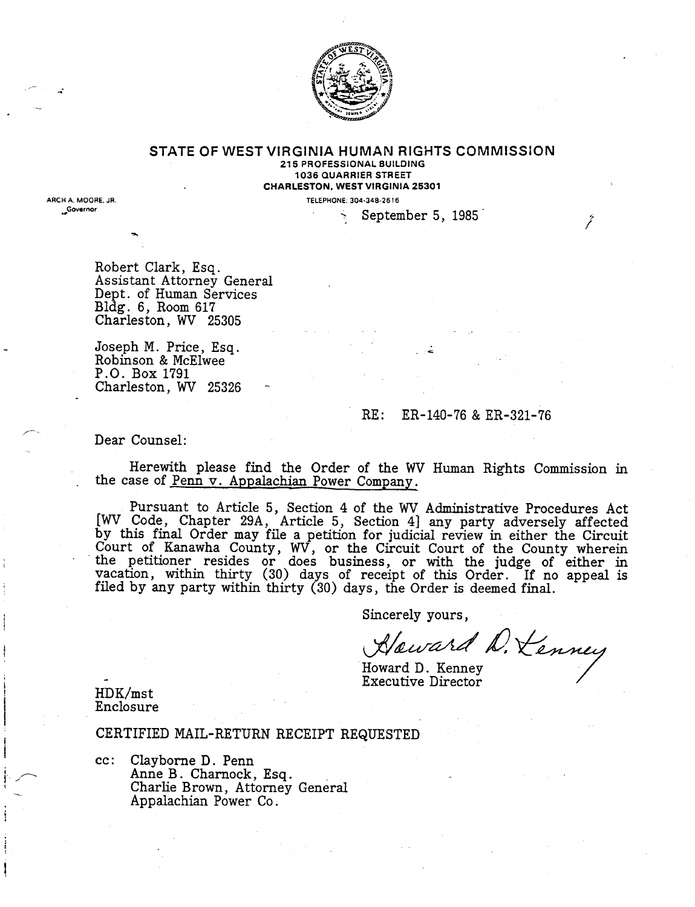# STATE OF WEST VIRGINIA HUMAN RIGHTS COMMISSION

215 PROFESSIONAL BUILDING
1036 QUARRIER STREET
CHARLESTON, WEST VIRGINIA 25301

ARCH A. MOORE, JR.
Governor

TELEPHONE: 304-348-2616

September 5, 1985

Robert Clark, Esq.
Assistant Attorney General
Dept. of Human Services
Bldg. 6, Room 617
Charleston, WV 25305

Joseph M. Price, Esq.
Robinson & McElwee
P.O. Box 1791
Charleston, WV 25326

RE: ER-140-76 & ER-321-76

Dear Counsel:

Herewith please find the Order of the WV Human Rights Commission in the case of Penn v. Appalachian Power Company.

Pursuant to Article 5, Section 4 of the WV Administrative Procedures Act [WV Code, Chapter 29A, Article 5, Section 4] any party adversely affected by this final Order may file a petition for judicial review in either the Circuit Court of Kanawha County, WV, or the Circuit Court of the County wherein the petitioner resides or does business, or with the judge of either in vacation, within thirty (30) days of receipt of this Order. If no appeal is filed by any party within thirty (30) days, the Order is deemed final.

Sincerely yours,

Howard D. Kenney
Executive Director

HDK/mst
Enclosure

CERTIFIED MAIL-RETURN RECEIPT REQUESTED

cc: Clayborne D. Penn
Anne B. Charnock, Esq.
Charlie Brown, Attorney General
Appalachian Power Co.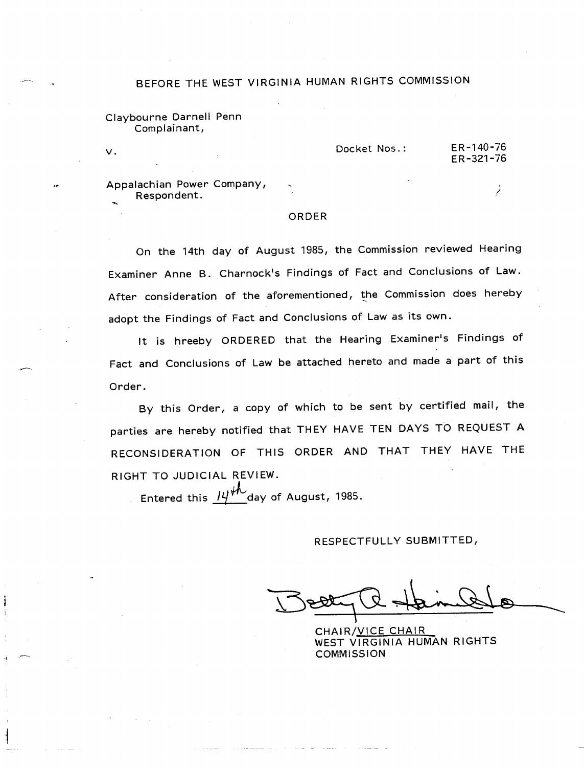BEFORE THE WEST VIRGINIA HUMAN RIGHTS COMMISSION

Claybourne Darnell Penn
Complainant,

v.

Docket Nos.: ER-140-76
ER-321-76

Appalachian Power Company,
Respondent.

## ORDER

On the 14th day of August 1985, the Commission reviewed Hearing Examiner Anne B. Charnock's Findings of Fact and Conclusions of Law. After consideration of the aforementioned, the Commission does hereby adopt the Findings of Fact and Conclusions of Law as its own.

It is hreeby ORDERED that the Hearing Examiner's Findings of Fact and Conclusions of Law be attached hereto and made a part of this Order.

By this Order, a copy of which to be sent by certified mail, the parties are hereby notified that THEY HAVE TEN DAYS TO REQUEST A RECONSIDERATION OF THIS ORDER AND THAT THEY HAVE THE RIGHT TO JUDICIAL REVIEW.

Entered this 14th day of August, 1985.

RESPECTFULLY SUBMITTED,

CHAIR/VICE CHAIR
WEST VIRGINIA HUMAN RIGHTS COMMISSION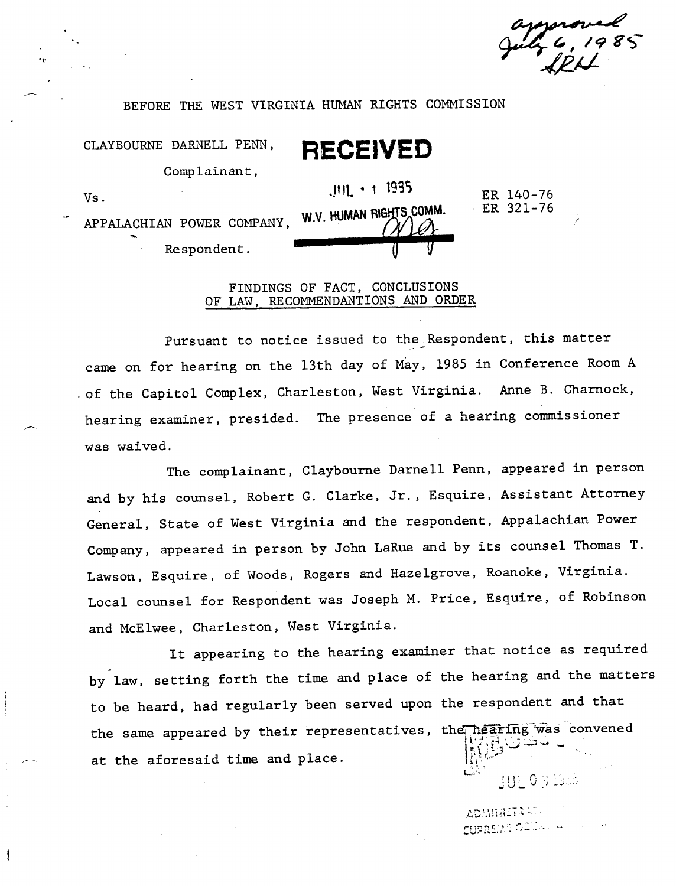approved July 6, 1985 SRH

BEFORE THE WEST VIRGINIA HUMAN RIGHTS COMMISSION

CLAYBOURNE DARNELL PENN,

Complainant,

Vs.

APPALACHIAN POWER COMPANY,

Respondent.

**RECEIVED**

JUL 11 1985

W.V. HUMAN RIGHTS COMM.

ER 140-76
ER 321-76

FINDINGS OF FACT, CONCLUSIONS OF LAW, RECOMMENDANTIONS AND ORDER

Pursuant to notice issued to the Respondent, this matter came on for hearing on the 13th day of May, 1985 in Conference Room A of the Capitol Complex, Charleston, West Virginia. Anne B. Charnock, hearing examiner, presided. The presence of a hearing commissioner was waived.

The complainant, Claybourne Darnell Penn, appeared in person and by his counsel, Robert G. Clarke, Jr., Esquire, Assistant Attorney General, State of West Virginia and the respondent, Appalachian Power Company, appeared in person by John LaRue and by its counsel Thomas T. Lawson, Esquire, of Woods, Rogers and Hazelgrove, Roanoke, Virginia. Local counsel for Respondent was Joseph M. Price, Esquire, of Robinson and McElwee, Charleston, West Virginia.

It appearing to the hearing examiner that notice as required by law, setting forth the time and place of the hearing and the matters to be heard, had regularly been served upon the respondent and that the same appeared by their representatives, the hearing was convened at the aforesaid time and place.

JUL 05 1985

ADMINISTRA... SUPREME COUR...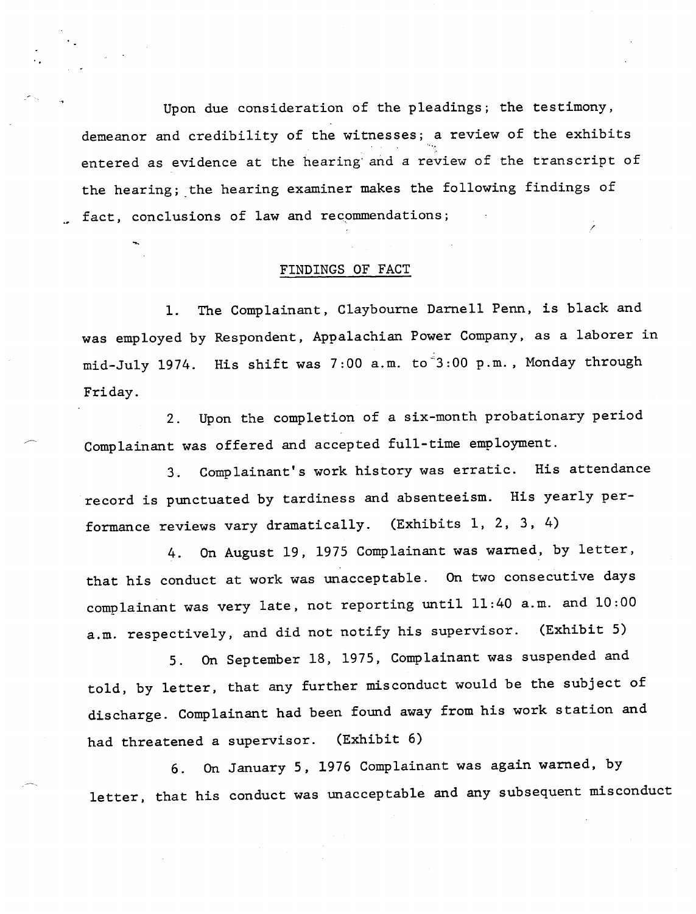Upon due consideration of the pleadings; the testimony, demeanor and credibility of the witnesses; a review of the exhibits entered as evidence at the hearing and a review of the transcript of the hearing; the hearing examiner makes the following findings of fact, conclusions of law and recommendations;

## FINDINGS OF FACT

1. The Complainant, Claybourne Darnell Penn, is black and was employed by Respondent, Appalachian Power Company, as a laborer in mid-July 1974. His shift was 7:00 a.m. to 3:00 p.m., Monday through Friday.

2. Upon the completion of a six-month probationary period Complainant was offered and accepted full-time employment.

3. Complainant's work history was erratic. His attendance record is punctuated by tardiness and absenteeism. His yearly performance reviews vary dramatically. (Exhibits 1, 2, 3, 4)

4. On August 19, 1975 Complainant was warned, by letter, that his conduct at work was unacceptable. On two consecutive days complainant was very late, not reporting until 11:40 a.m. and 10:00 a.m. respectively, and did not notify his supervisor. (Exhibit 5)

5. On September 18, 1975, Complainant was suspended and told, by letter, that any further misconduct would be the subject of discharge. Complainant had been found away from his work station and had threatened a supervisor. (Exhibit 6)

6. On January 5, 1976 Complainant was again warned, by letter, that his conduct was unacceptable and any subsequent misconduct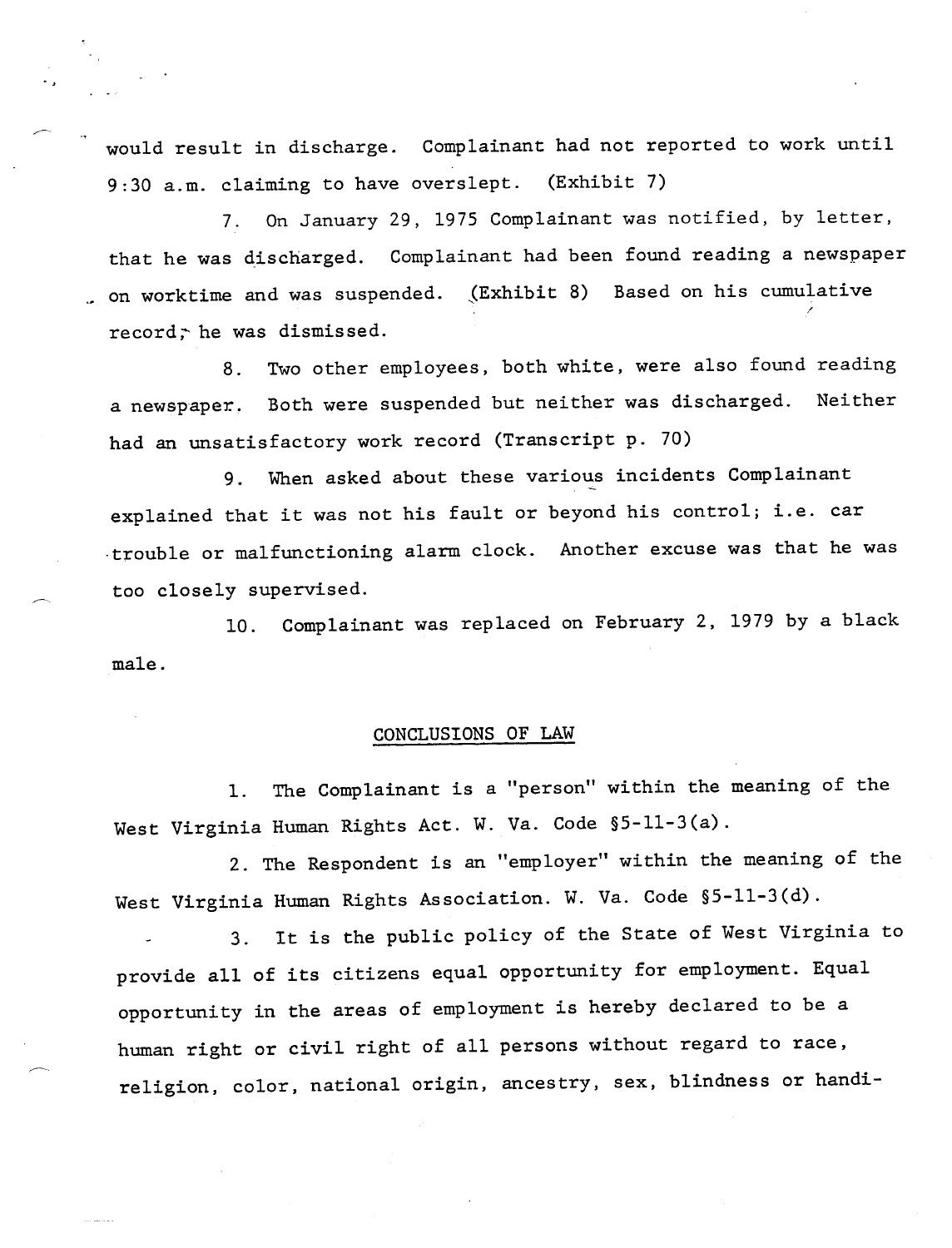would result in discharge. Complainant had not reported to work until 9:30 a.m. claiming to have overslept. (Exhibit 7)

7. On January 29, 1975 Complainant was notified, by letter, that he was discharged. Complainant had been found reading a newspaper on worktime and was suspended. (Exhibit 8) Based on his cumulative record, he was dismissed.

8. Two other employees, both white, were also found reading a newspaper. Both were suspended but neither was discharged. Neither had an unsatisfactory work record (Transcript p. 70)

9. When asked about these various incidents Complainant explained that it was not his fault or beyond his control; i.e. car trouble or malfunctioning alarm clock. Another excuse was that he was too closely supervised.

10. Complainant was replaced on February 2, 1979 by a black male.

## CONCLUSIONS OF LAW

1. The Complainant is a "person" within the meaning of the West Virginia Human Rights Act. W. Va. Code §5-11-3(a).

2. The Respondent is an "employer" within the meaning of the West Virginia Human Rights Association. W. Va. Code §5-11-3(d).

3. It is the public policy of the State of West Virginia to provide all of its citizens equal opportunity for employment. Equal opportunity in the areas of employment is hereby declared to be a human right or civil right of all persons without regard to race, religion, color, national origin, ancestry, sex, blindness or handi-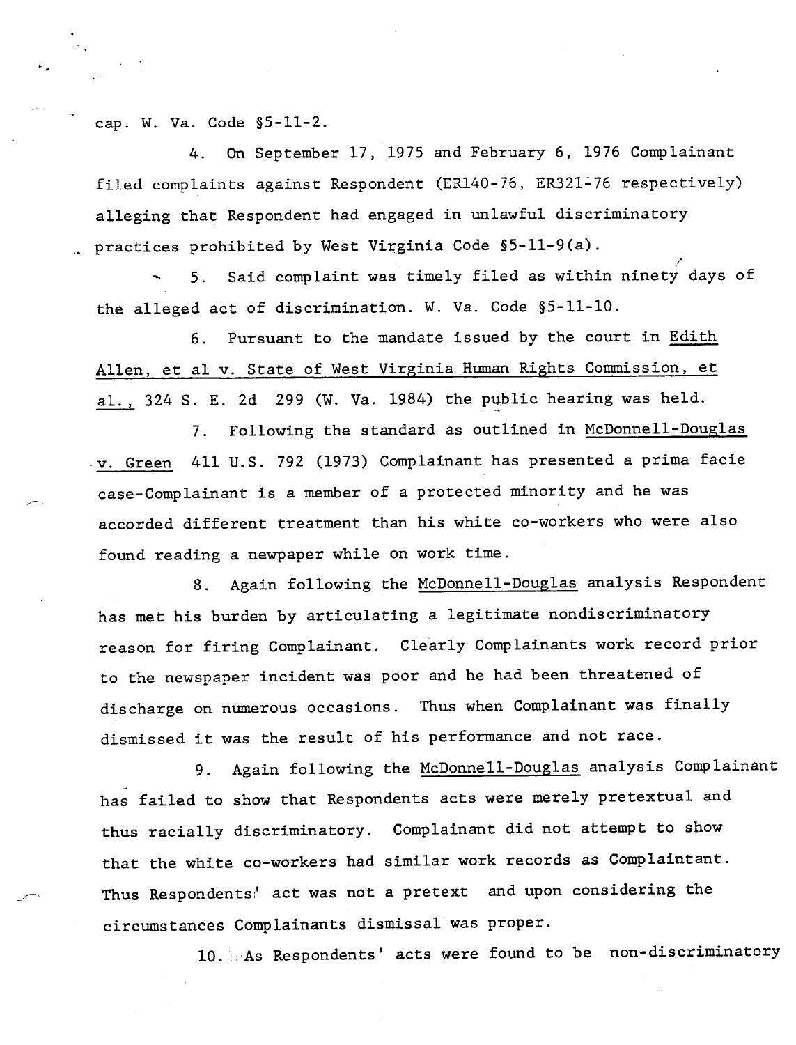cap. W. Va. Code §5-11-2.

4. On September 17, 1975 and February 6, 1976 Complainant filed complaints against Respondent (ER140-76, ER321-76 respectively) alleging that Respondent had engaged in unlawful discriminatory practices prohibited by West Virginia Code §5-11-9(a).

5. Said complaint was timely filed as within ninety days of the alleged act of discrimination. W. Va. Code §5-11-10.

6. Pursuant to the mandate issued by the court in Edith Allen, et al v. State of West Virginia Human Rights Commission, et al., 324 S. E. 2d 299 (W. Va. 1984) the public hearing was held.

7. Following the standard as outlined in McDonnell-Douglas v. Green 411 U.S. 792 (1973) Complainant has presented a prima facie case-Complainant is a member of a protected minority and he was accorded different treatment than his white co-workers who were also found reading a newpaper while on work time.

8. Again following the McDonnell-Douglas analysis Respondent has met his burden by articulating a legitimate nondiscriminatory reason for firing Complainant. Clearly Complainants work record prior to the newspaper incident was poor and he had been threatened of discharge on numerous occasions. Thus when Complainant was finally dismissed it was the result of his performance and not race.

9. Again following the McDonnell-Douglas analysis Complainant has failed to show that Respondents acts were merely pretextual and thus racially discriminatory. Complainant did not attempt to show that the white co-workers had similar work records as Complaintant. Thus Respondents' act was not a pretext and upon considering the circumstances Complainants dismissal was proper.

10. As Respondents' acts were found to be non-discriminatory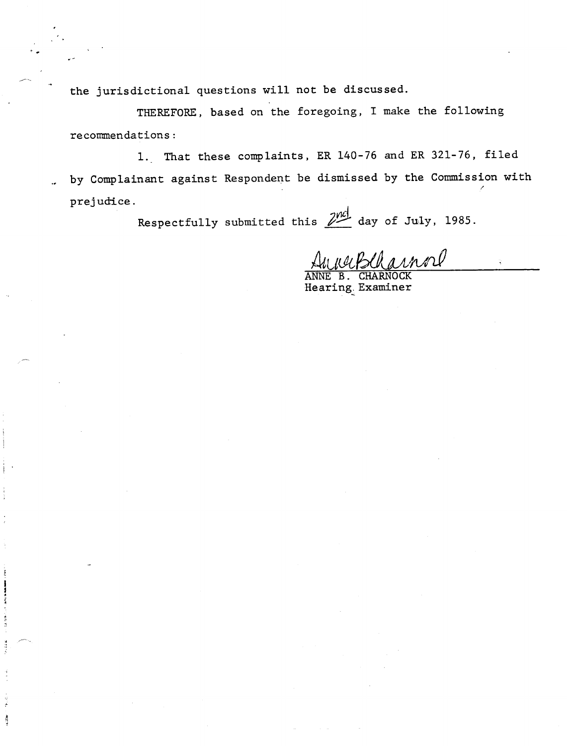the jurisdictional questions will not be discussed.

THEREFORE, based on the foregoing, I make the following recommendations:

1. That these complaints, ER 140-76 and ER 321-76, filed by Complainant against Respondent be dismissed by the Commission with prejudice.

Respectfully submitted this 2nd day of July, 1985.

Anne B. Charnock

ANNE B. CHARNOCK
Hearing Examiner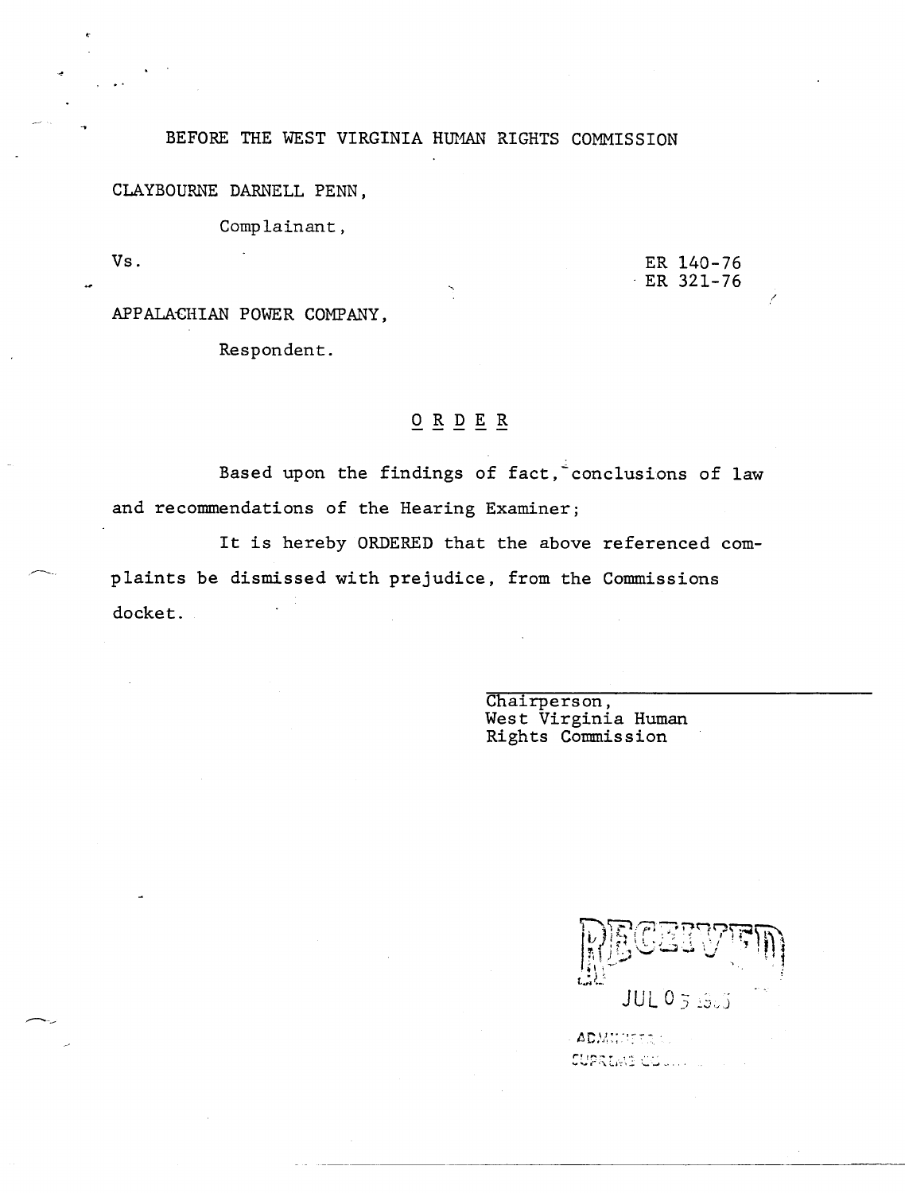BEFORE THE WEST VIRGINIA HUMAN RIGHTS COMMISSION

CLAYBOURNE DARNELL PENN,

Complainant,

Vs.

ER 140-76
ER 321-76

APPALACHIAN POWER COMPANY,

Respondent.

## O R D E R

Based upon the findings of fact, conclusions of law and recommendations of the Hearing Examiner;

It is hereby ORDERED that the above referenced complaints be dismissed with prejudice, from the Commissions docket.

Chairperson,
West Virginia Human
Rights Commission

RECEIVED
JUL 05
ADMI...
SUPREME CO...